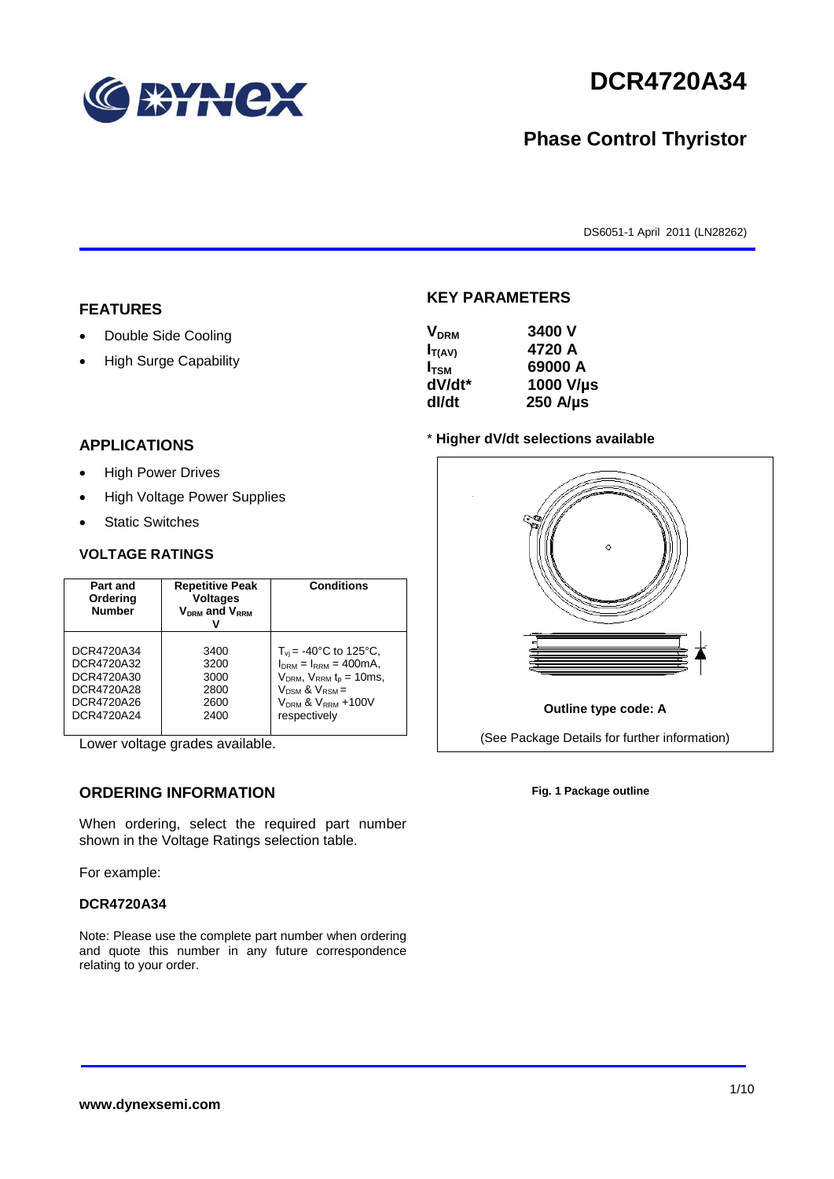# DCR4720A34

## Phase Control Thyristor

DS6051-1 April 2011 (LN28262)

## FEATURES

- Double Side Cooling
- High Surge Capability

## APPLICATIONS

- High Power Drives
- High Voltage Power Supplies
- Static Switches

## KEY PARAMETERS

| | |
|---|---|
| $V_{DRM}$ | 3400 V |
| $I_{T(AV)}$ | 4720 A |
| $I_{TSM}$ | 69000 A |
| dV/dt* | 1000 V/µs |
| dI/dt | 250 A/µs |

* **Higher dV/dt selections available**

**Outline type code: A**

(See Package Details for further information)

**Fig. 1 Package outline**

### VOLTAGE RATINGS

| Part and Ordering Number | Repetitive Peak Voltages $V_{DRM}$ and $V_{RRM}$ V | Conditions |
|---|---|---|
| DCR4720A34<br>DCR4720A32<br>DCR4720A30<br>DCR4720A28<br>DCR4720A26<br>DCR4720A24 | 3400<br>3200<br>3000<br>2800<br>2600<br>2400 | $T_{vj}$ = -40°C to 125°C, $I_{DRM}$ = $I_{RRM}$ = 400mA, $V_{DRM}$, $V_{RRM}$ $t_p$ = 10ms, $V_{DSM}$ & $V_{RSM}$ = $V_{DRM}$ & $V_{RRM}$ +100V respectively |

Lower voltage grades available.

## ORDERING INFORMATION

When ordering, select the required part number shown in the Voltage Ratings selection table.

For example:

**DCR4720A34**

Note: Please use the complete part number when ordering and quote this number in any future correspondence relating to your order.

**www.dynexsemi.com**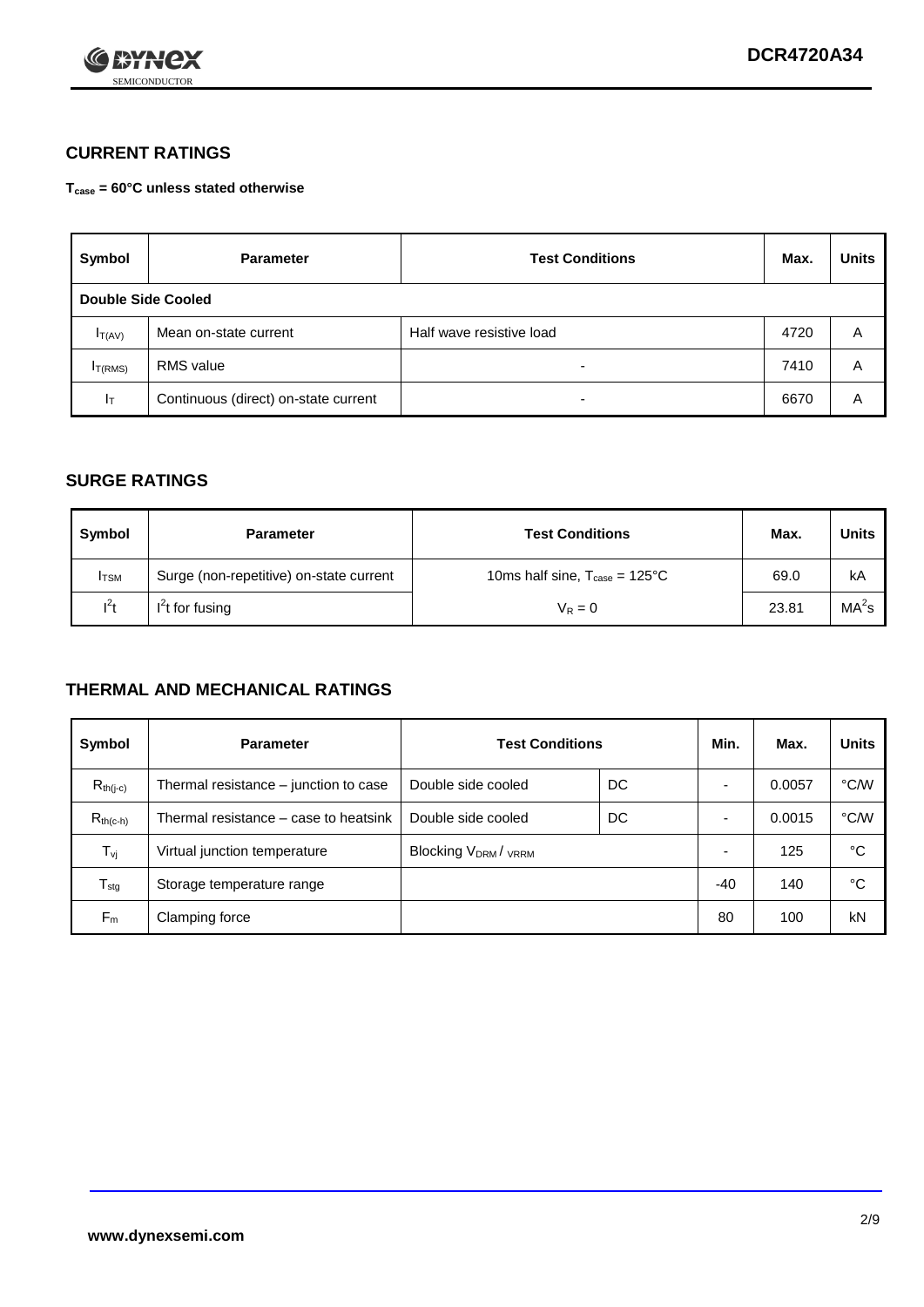## CURRENT RATINGS

**$T_{case}$ = 60°C unless stated otherwise**

| Symbol | Parameter | Test Conditions | Max. | Units |
|---|---|---|---|---|
| **Double Side Cooled** | | | | |
| $I_{T(AV)}$ | Mean on-state current | Half wave resistive load | 4720 | A |
| $I_{T(RMS)}$ | RMS value | - | 7410 | A |
| $I_T$ | Continuous (direct) on-state current | - | 6670 | A |

## SURGE RATINGS

| Symbol | Parameter | Test Conditions | Max. | Units |
|---|---|---|---|---|
| $I_{TSM}$ | Surge (non-repetitive) on-state current | 10ms half sine, $T_{case}$ = 125°C | 69.0 | kA |
| $I^2t$ | $I^2t$ for fusing | $V_R = 0$ | 23.81 | $MA^2s$ |

## THERMAL AND MECHANICAL RATINGS

| Symbol | Parameter | Test Conditions | | Min. | Max. | Units |
|---|---|---|---|---|---|---|
| $R_{th(j-c)}$ | Thermal resistance – junction to case | Double side cooled | DC | - | 0.0057 | °C/W |
| $R_{th(c-h)}$ | Thermal resistance – case to heatsink | Double side cooled | DC | - | 0.0015 | °C/W |
| $T_{vj}$ | Virtual junction temperature | Blocking $V_{DRM}$ / $V_{RRM}$ | | - | 125 | °C |
| $T_{stg}$ | Storage temperature range | | | -40 | 140 | °C |
| $F_m$ | Clamping force | | | 80 | 100 | kN |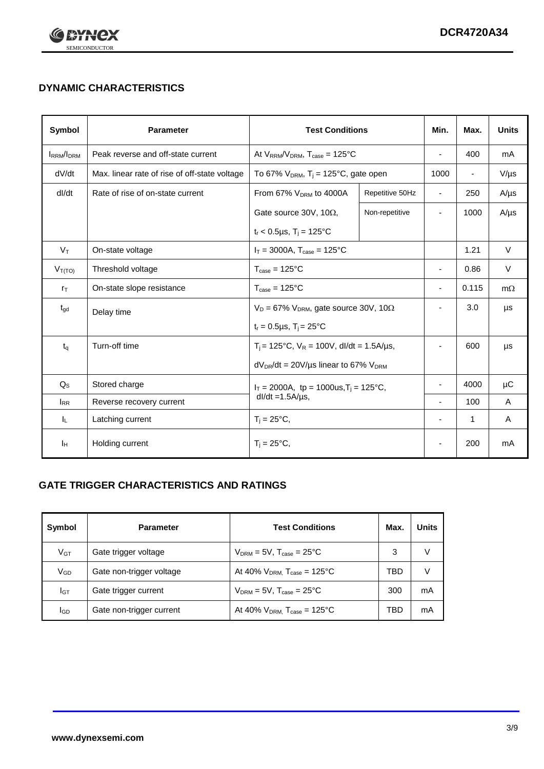## DYNAMIC CHARACTERISTICS

| Symbol | Parameter | Test Conditions | | Min. | Max. | Units |
|---|---|---|---|---|---|---|
| $I_{RRM}/I_{DRM}$ | Peak reverse and off-state current | At $V_{RRM}/V_{DRM}$, $T_{case}$ = 125°C | | - | 400 | mA |
| dV/dt | Max. linear rate of rise of off-state voltage | To 67% $V_{DRM}$, $T_j$ = 125°C, gate open | | 1000 | - | V/µs |
| dI/dt | Rate of rise of on-state current | From 67% $V_{DRM}$ to 4000A | Repetitive 50Hz | - | 250 | A/µs |
| | | Gate source 30V, 10Ω, $t_r$ < 0.5µs, $T_j$ = 125°C | Non-repetitive | - | 1000 | A/µs |
| $V_T$ | On-state voltage | $I_T$ = 3000A, $T_{case}$ = 125°C | | | 1.21 | V |
| $V_{T(TO)}$ | Threshold voltage | $T_{case}$ = 125°C | | - | 0.86 | V |
| $r_T$ | On-state slope resistance | $T_{case}$ = 125°C | | - | 0.115 | mΩ |
| $t_{gd}$ | Delay time | $V_D$ = 67% $V_{DRM}$, gate source 30V, 10Ω, $t_r$ = 0.5µs, $T_j$ = 25°C | | - | 3.0 | µs |
| $t_q$ | Turn-off time | $T_j$ = 125°C, $V_R$ = 100V, dI/dt = 1.5A/µs, $dV_{DR}/dt$ = 20V/µs linear to 67% $V_{DRM}$ | | - | 600 | µs |
| $Q_S$ | Stored charge | $I_T$ = 2000A, tp = 1000us, $T_j$ = 125°C, dI/dt = 1.5A/µs, | | - | 4000 | µC |
| $I_{RR}$ | Reverse recovery current | | | - | 100 | A |
| $I_L$ | Latching current | $T_j$ = 25°C, | | - | 1 | A |
| $I_H$ | Holding current | $T_j$ = 25°C, | | - | 200 | mA |

## GATE TRIGGER CHARACTERISTICS AND RATINGS

| Symbol | Parameter | Test Conditions | Max. | Units |
|---|---|---|---|---|
| $V_{GT}$ | Gate trigger voltage | $V_{DRM}$ = 5V, $T_{case}$ = 25°C | 3 | V |
| $V_{GD}$ | Gate non-trigger voltage | At 40% $V_{DRM}$, $T_{case}$ = 125°C | TBD | V |
| $I_{GT}$ | Gate trigger current | $V_{DRM}$ = 5V, $T_{case}$ = 25°C | 300 | mA |
| $I_{GD}$ | Gate non-trigger current | At 40% $V_{DRM}$, $T_{case}$ = 125°C | TBD | mA |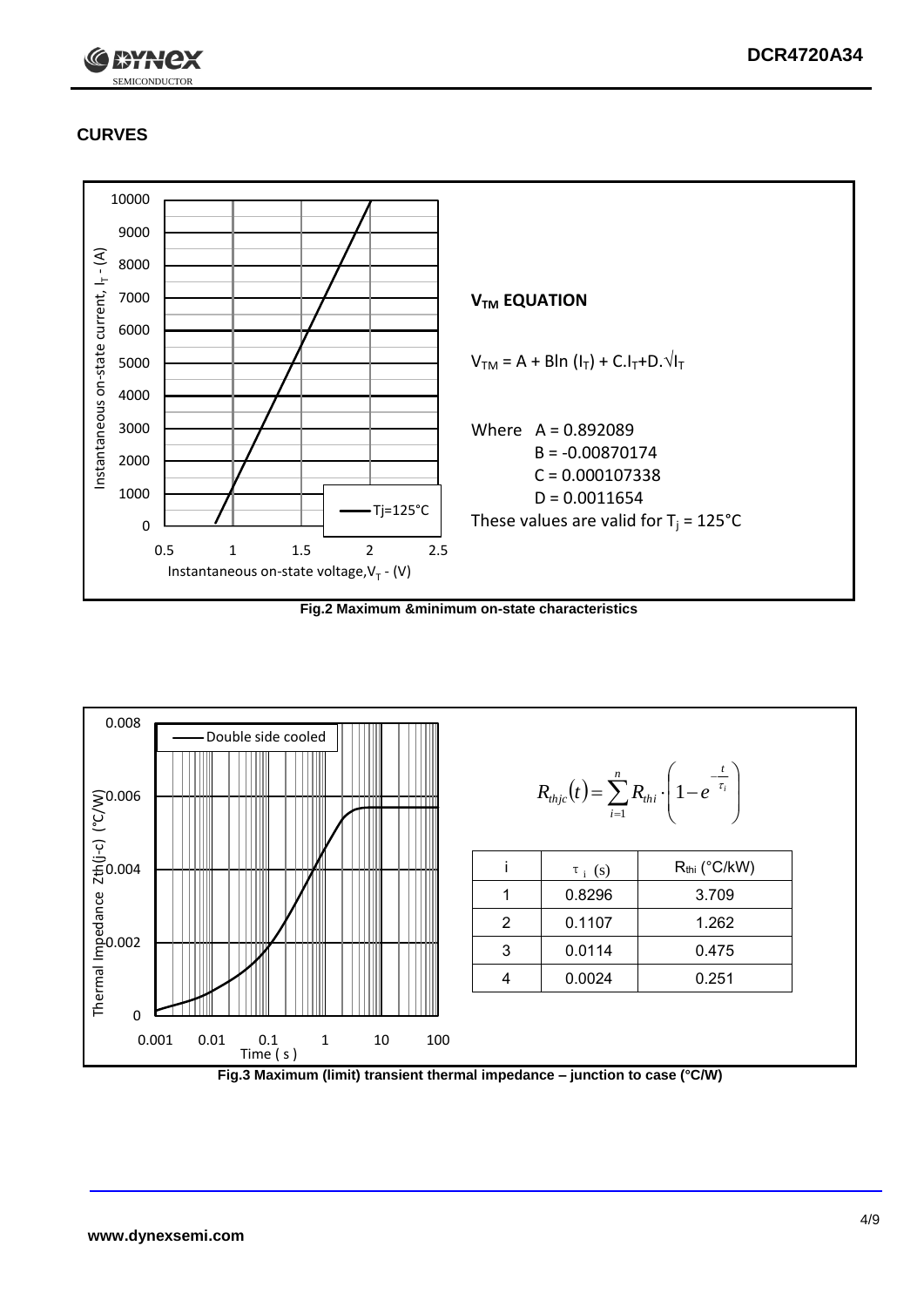## CURVES

**$V_{TM}$ EQUATION**

$V_{TM} = A + B\ln(I_T) + C.I_T + D.\sqrt{I_T}$

Where A = 0.892089
B = -0.00870174
C = 0.000107338
D = 0.0011654

These values are valid for $T_j$ = 125°C

**Fig.2 Maximum &minimum on-state characteristics**

$$R_{thjc}(t) = \sum_{i=1}^{n} R_{thi} \cdot \left(1 - e^{-\frac{t}{\tau_i}}\right)$$

| i | $\tau_i$ (s) | $R_{thi}$ (°C/kW) |
|---|---|---|
| 1 | 0.8296 | 3.709 |
| 2 | 0.1107 | 1.262 |
| 3 | 0.0114 | 0.475 |
| 4 | 0.0024 | 0.251 |

**Fig.3 Maximum (limit) transient thermal impedance – junction to case (°C/W)**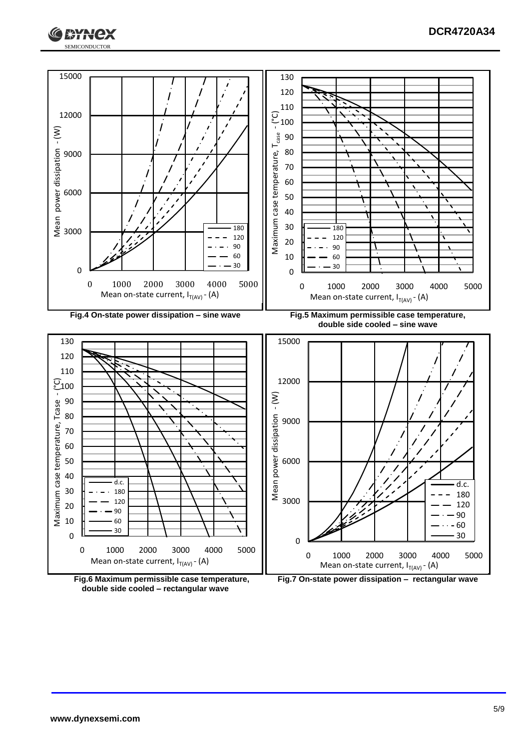Fig.4 On-state power dissipation – sine wave

Fig.5 Maximum permissible case temperature, double side cooled – sine wave

Fig.6 Maximum permissible case temperature, double side cooled – rectangular wave

Fig.7 On-state power dissipation – rectangular wave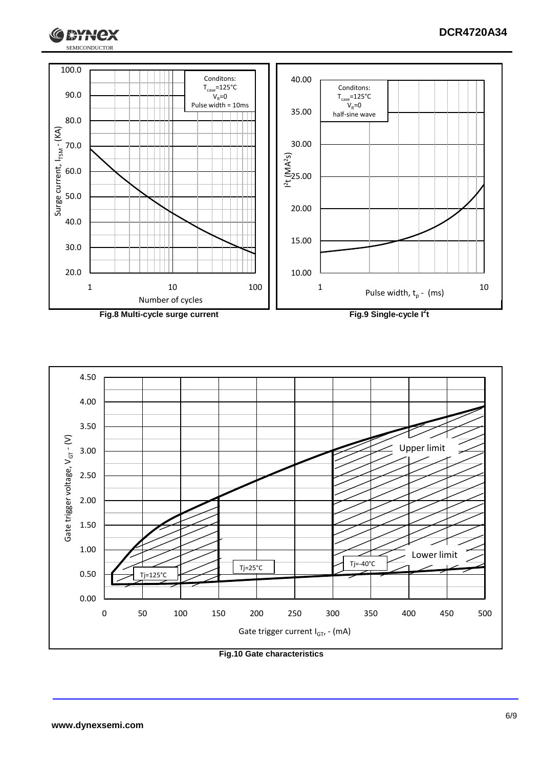Fig.8 Multi-cycle surge current

Fig.9 Single-cycle $I^2t$

Fig.10 Gate characteristics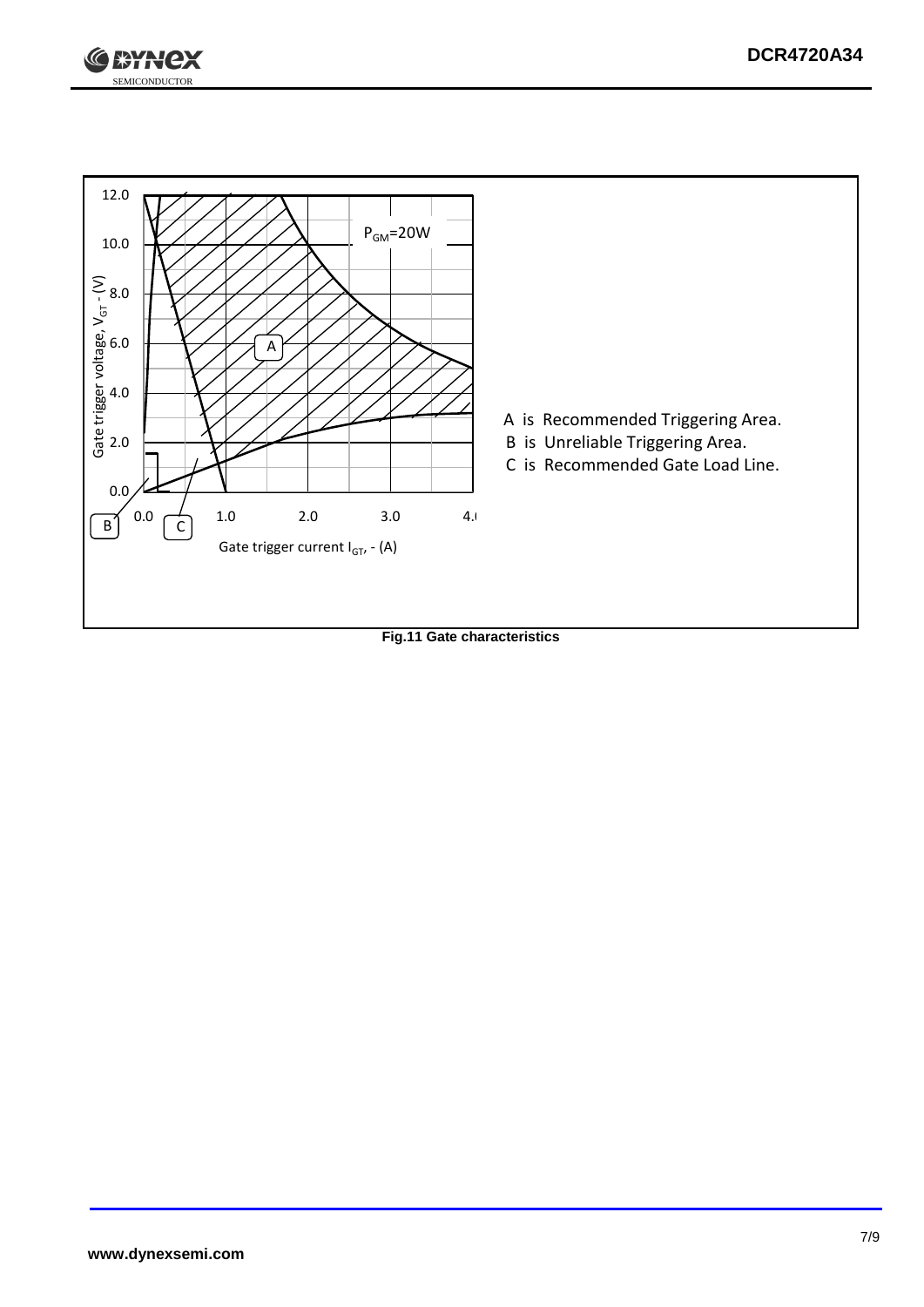A is Recommended Triggering Area.

B is Unreliable Triggering Area.

C is Recommended Gate Load Line.

Fig.11 Gate characteristics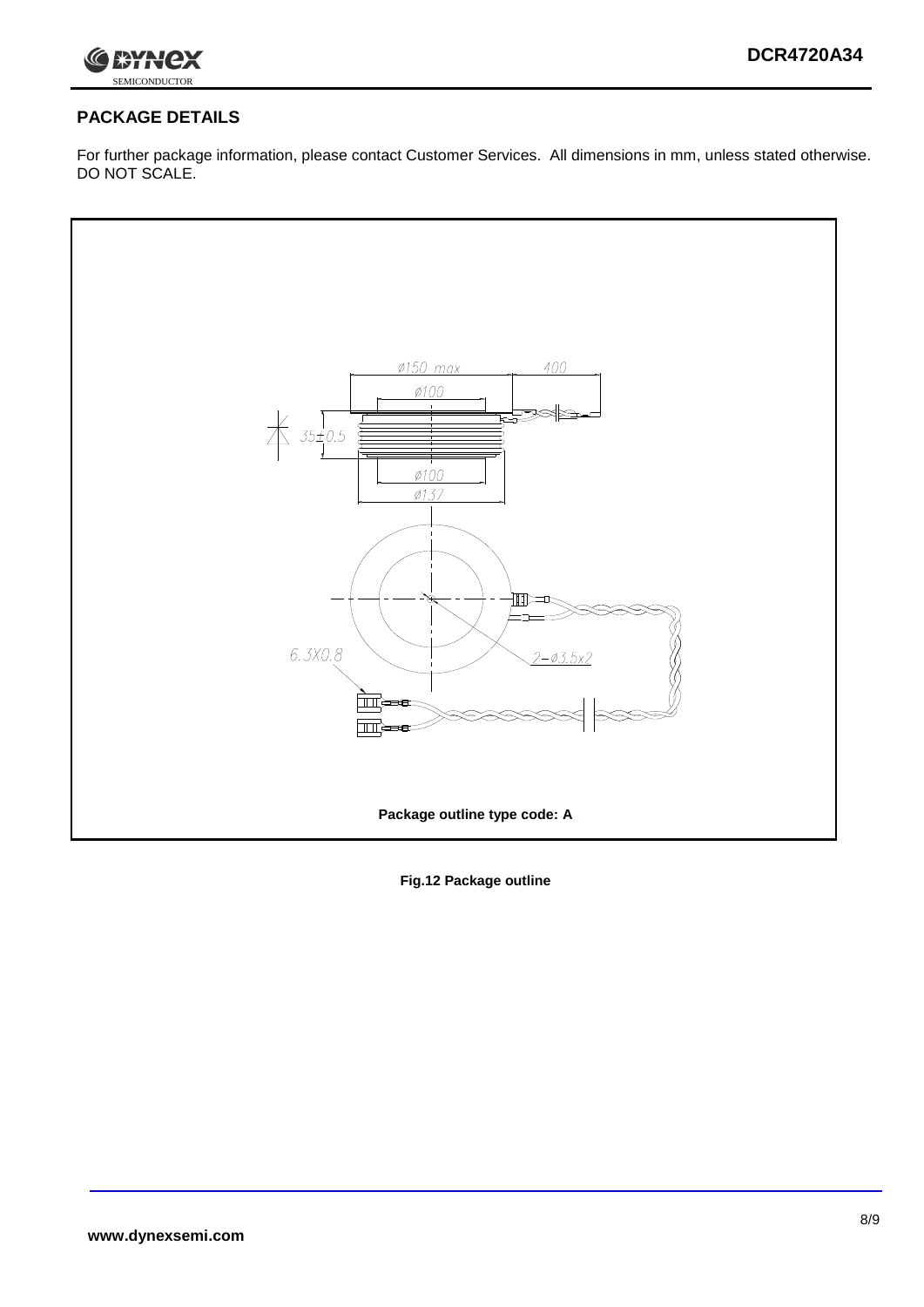## PACKAGE DETAILS

For further package information, please contact Customer Services. All dimensions in mm, unless stated otherwise. DO NOT SCALE.

Package outline type code: A

**Fig.12 Package outline**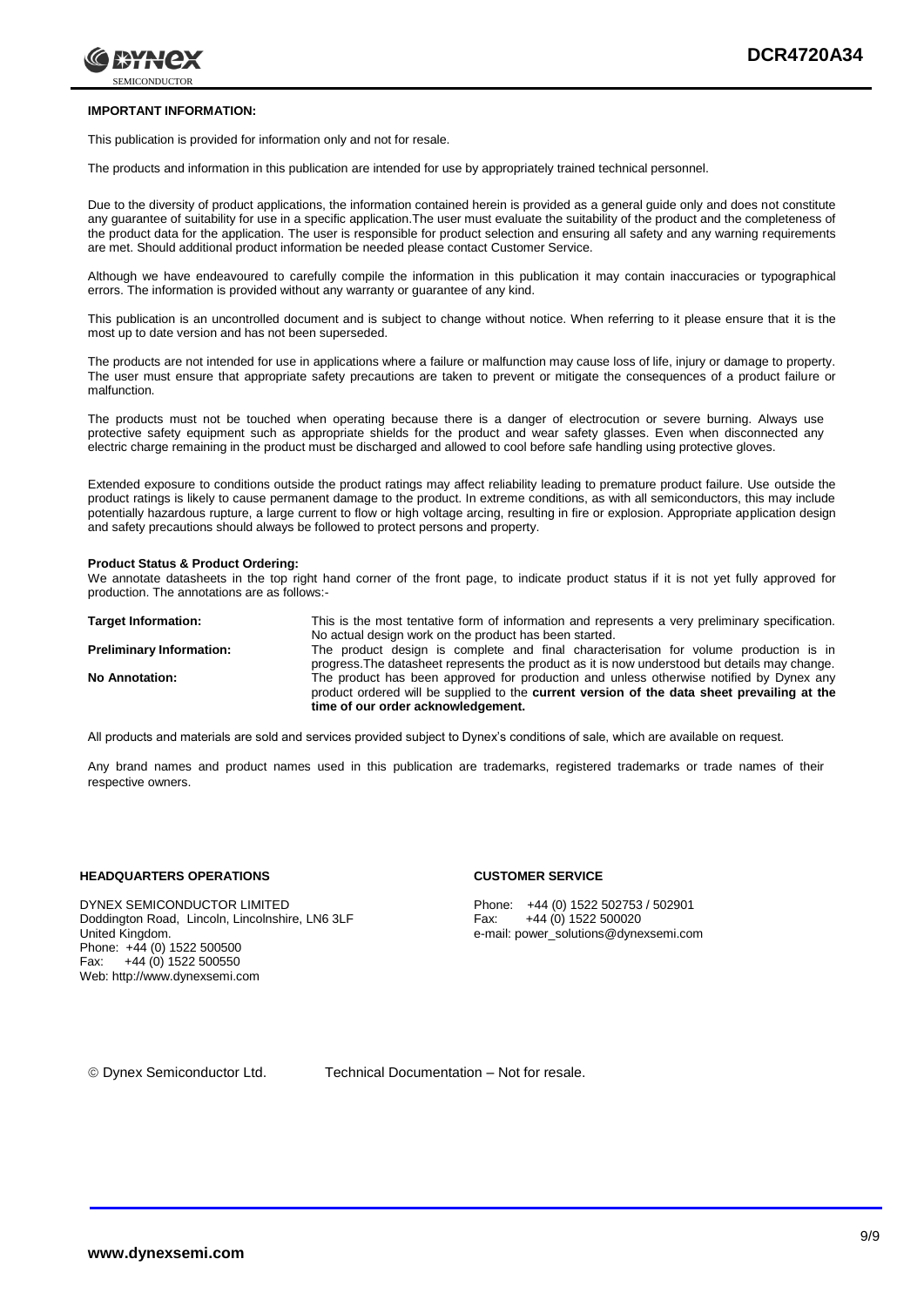**IMPORTANT INFORMATION:**

This publication is provided for information only and not for resale.

The products and information in this publication are intended for use by appropriately trained technical personnel.

Due to the diversity of product applications, the information contained herein is provided as a general guide only and does not constitute any guarantee of suitability for use in a specific application.The user must evaluate the suitability of the product and the completeness of the product data for the application. The user is responsible for product selection and ensuring all safety and any warning requirements are met. Should additional product information be needed please contact Customer Service.

Although we have endeavoured to carefully compile the information in this publication it may contain inaccuracies or typographical errors. The information is provided without any warranty or guarantee of any kind.

This publication is an uncontrolled document and is subject to change without notice. When referring to it please ensure that it is the most up to date version and has not been superseded.

The products are not intended for use in applications where a failure or malfunction may cause loss of life, injury or damage to property. The user must ensure that appropriate safety precautions are taken to prevent or mitigate the consequences of a product failure or malfunction.

The products must not be touched when operating because there is a danger of electrocution or severe burning. Always use protective safety equipment such as appropriate shields for the product and wear safety glasses. Even when disconnected any electric charge remaining in the product must be discharged and allowed to cool before safe handling using protective gloves.

Extended exposure to conditions outside the product ratings may affect reliability leading to premature product failure. Use outside the product ratings is likely to cause permanent damage to the product. In extreme conditions, as with all semiconductors, this may include potentially hazardous rupture, a large current to flow or high voltage arcing, resulting in fire or explosion. Appropriate application design and safety precautions should always be followed to protect persons and property.

**Product Status & Product Ordering:**

We annotate datasheets in the top right hand corner of the front page, to indicate product status if it is not yet fully approved for production. The annotations are as follows:-

| | |
|---|---|
| **Target Information:** | This is the most tentative form of information and represents a very preliminary specification. No actual design work on the product has been started. |
| **Preliminary Information:** | The product design is complete and final characterisation for volume production is in progress.The datasheet represents the product as it is now understood but details may change. |
| **No Annotation:** | The product has been approved for production and unless otherwise notified by Dynex any product ordered will be supplied to the **current version of the data sheet prevailing at the time of our order acknowledgement.** |

All products and materials are sold and services provided subject to Dynex's conditions of sale, which are available on request.

Any brand names and product names used in this publication are trademarks, registered trademarks or trade names of their respective owners.

**HEADQUARTERS OPERATIONS**

DYNEX SEMICONDUCTOR LIMITED
Doddington Road, Lincoln, Lincolnshire, LN6 3LF
United Kingdom.
Phone: +44 (0) 1522 500500
Fax: +44 (0) 1522 500550
Web: http://www.dynexsemi.com

**CUSTOMER SERVICE**

Phone: +44 (0) 1522 502753 / 502901
Fax: +44 (0) 1522 500020
e-mail: power_solutions@dynexsemi.com

© Dynex Semiconductor Ltd. Technical Documentation – Not for resale.